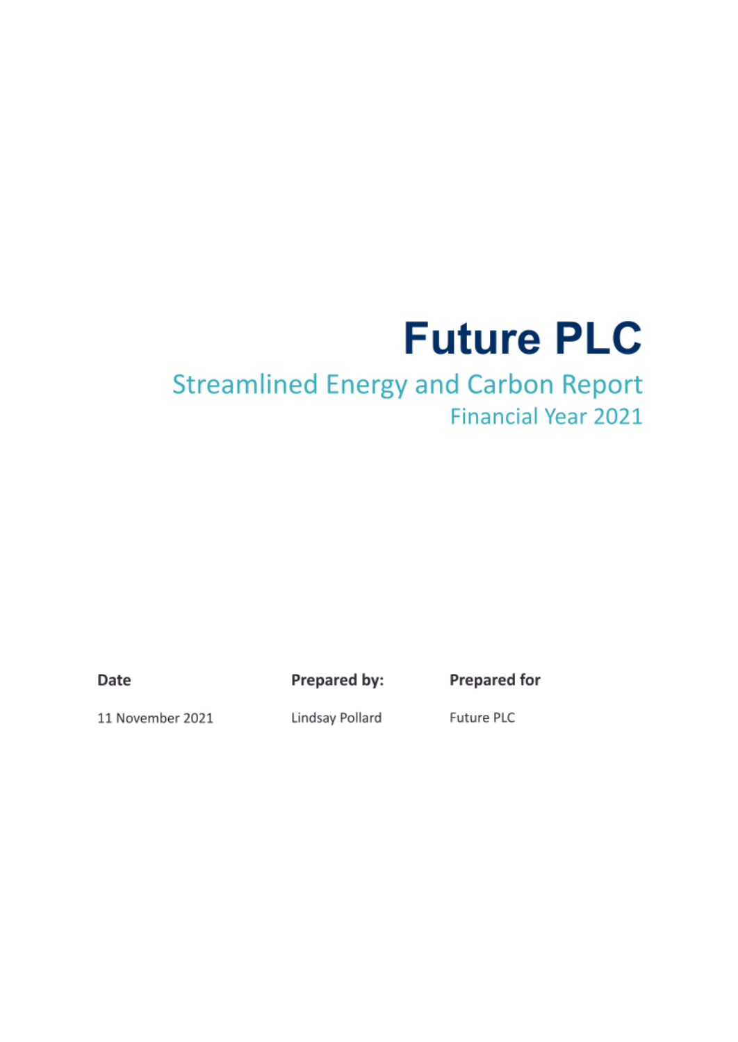# Future PLC

## Streamlined Energy and Carbon Report

### Financial Year 2021

| Date | Prepared by: | Prepared for |
| --- | --- | --- |
| 11 November 2021 | Lindsay Pollard | Future PLC |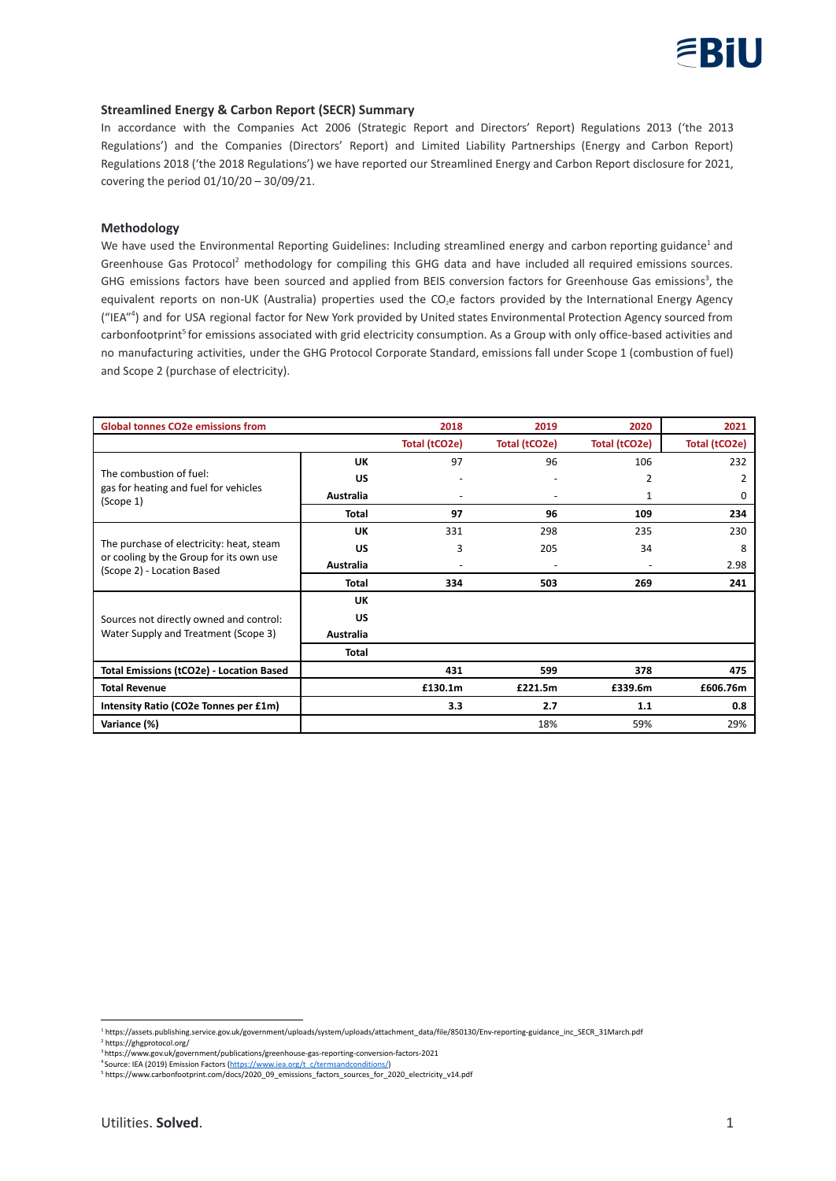## Streamlined Energy & Carbon Report (SECR) Summary

In accordance with the Companies Act 2006 (Strategic Report and Directors' Report) Regulations 2013 ('the 2013 Regulations') and the Companies (Directors' Report) and Limited Liability Partnerships (Energy and Carbon Report) Regulations 2018 ('the 2018 Regulations') we have reported our Streamlined Energy and Carbon Report disclosure for 2021, covering the period 01/10/20 – 30/09/21.

## Methodology

We have used the Environmental Reporting Guidelines: Including streamlined energy and carbon reporting guidance[1] and Greenhouse Gas Protocol[2] methodology for compiling this GHG data and have included all required emissions sources. GHG emissions factors have been sourced and applied from BEIS conversion factors for Greenhouse Gas emissions[3], the equivalent reports on non-UK (Australia) properties used the $CO_2e$ factors provided by the International Energy Agency ("IEA"[4]) and for USA regional factor for New York provided by United states Environmental Protection Agency sourced from carbonfootprint[5] for emissions associated with grid electricity consumption. As a Group with only office-based activities and no manufacturing activities, under the GHG Protocol Corporate Standard, emissions fall under Scope 1 (combustion of fuel) and Scope 2 (purchase of electricity).

| Global tonnes CO2e emissions from | | 2018 | 2019 | 2020 | 2021 |
|---|---|---|---|---|---|
| | | Total (tCO2e) | Total (tCO2e) | Total (tCO2e) | Total (tCO2e) |
| The combustion of fuel: gas for heating and fuel for vehicles (Scope 1) | **UK** | 97 | 96 | 106 | 232 |
| | **US** | - | - | 2 | 2 |
| | **Australia** | - | - | 1 | 0 |
| | **Total** | **97** | **96** | **109** | **234** |
| The purchase of electricity: heat, steam or cooling by the Group for its own use (Scope 2) - Location Based | **UK** | 331 | 298 | 235 | 230 |
| | **US** | 3 | 205 | 34 | 8 |
| | **Australia** | - | - | - | 2.98 |
| | **Total** | **334** | **503** | **269** | **241** |
| Sources not directly owned and control: Water Supply and Treatment (Scope 3) | **UK** | | | | |
| | **US** | | | | |
| | **Australia** | | | | |
| | **Total** | | | | |
| **Total Emissions (tCO2e) - Location Based** | | **431** | **599** | **378** | **475** |
| **Total Revenue** | | **£130.1m** | **£221.5m** | **£339.6m** | **£606.76m** |
| **Intensity Ratio (CO2e Tonnes per £1m)** | | **3.3** | **2.7** | **1.1** | **0.8** |
| **Variance (%)** | | | 18% | 59% | 29% |

[1] https://assets.publishing.service.gov.uk/government/uploads/system/uploads/attachment_data/file/850130/Env-reporting-guidance_inc_SECR_31March.pdf
[2] https://ghgprotocol.org/
[3] https://www.gov.uk/government/publications/greenhouse-gas-reporting-conversion-factors-2021
[4] Source: IEA (2019) Emission Factors (https://www.iea.org/t_c/termsandconditions/)
[5] https://www.carbonfootprint.com/docs/2020_09_emissions_factors_sources_for_2020_electricity_v14.pdf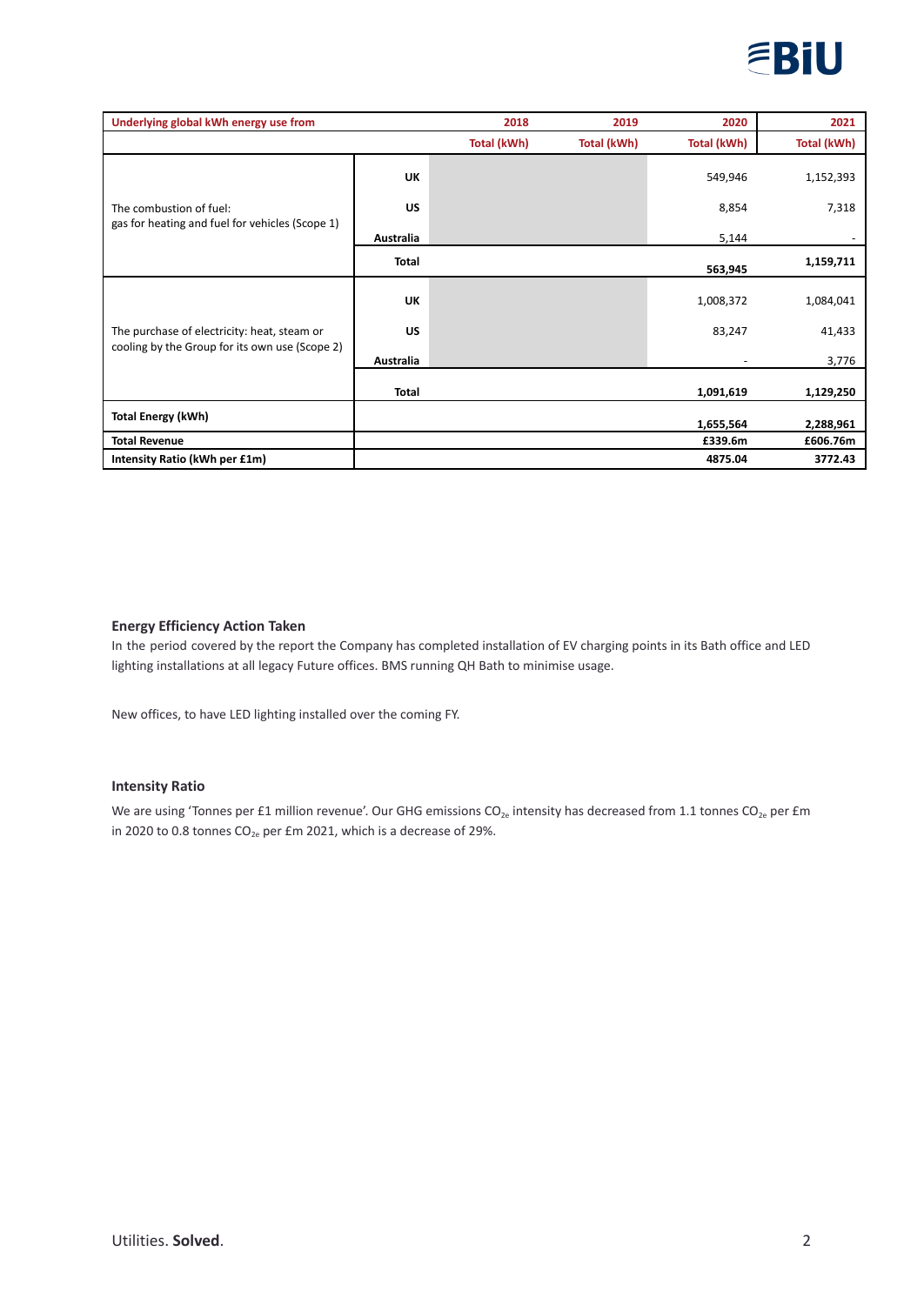| Underlying global kWh energy use from | | 2018 | 2019 | 2020 | 2021 |
|---|---|---|---|---|---|
| | | Total (kWh) | Total (kWh) | Total (kWh) | Total (kWh) |
| The combustion of fuel: gas for heating and fuel for vehicles (Scope 1) | UK | | | 549,946 | 1,152,393 |
| | US | | | 8,854 | 7,318 |
| | Australia | | | 5,144 | - |
| | Total | | | 563,945 | 1,159,711 |
| The purchase of electricity: heat, steam or cooling by the Group for its own use (Scope 2) | UK | | | 1,008,372 | 1,084,041 |
| | US | | | 83,247 | 41,433 |
| | Australia | | | - | 3,776 |
| | Total | | | 1,091,619 | 1,129,250 |
| **Total Energy (kWh)** | | | | **1,655,564** | **2,288,961** |
| **Total Revenue** | | | | **£339.6m** | **£606.76m** |
| **Intensity Ratio (kWh per £1m)** | | | | **4875.04** | **3772.43** |

### Energy Efficiency Action Taken

In the period covered by the report the Company has completed installation of EV charging points in its Bath office and LED lighting installations at all legacy Future offices. BMS running QH Bath to minimise usage.

New offices, to have LED lighting installed over the coming FY.

### Intensity Ratio

We are using 'Tonnes per £1 million revenue'. Our GHG emissions $CO_{2e}$ intensity has decreased from 1.1 tonnes $CO_{2e}$ per £m in 2020 to 0.8 tonnes $CO_{2e}$ per £m 2021, which is a decrease of 29%.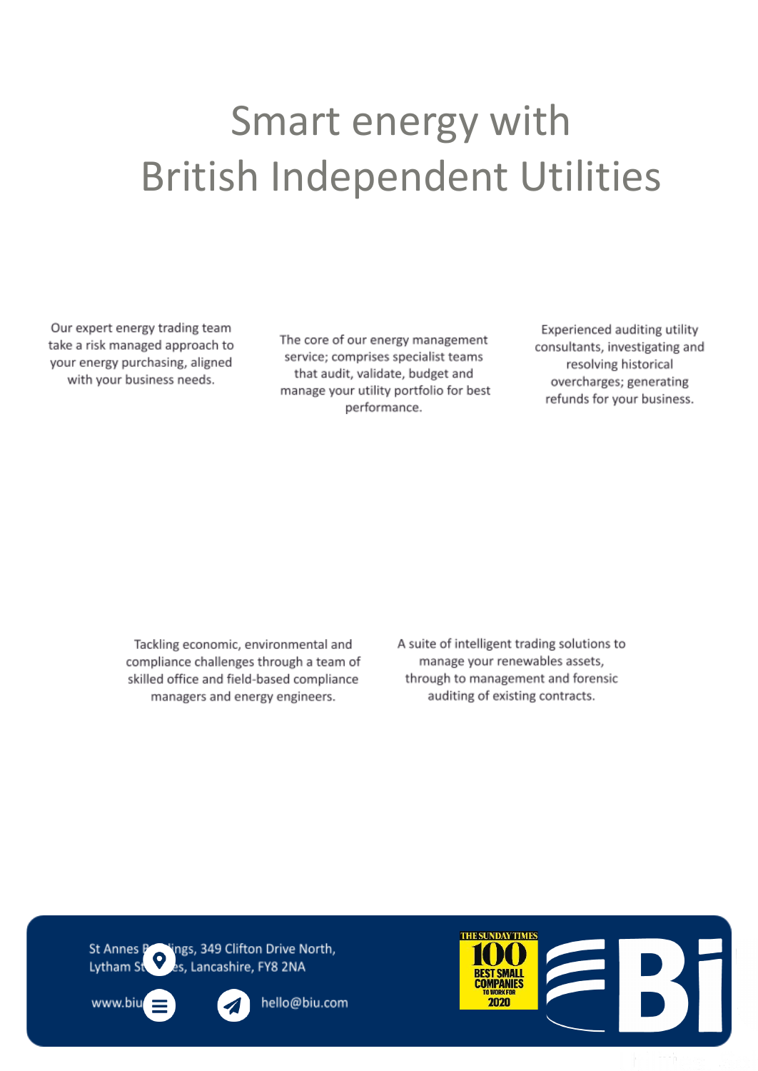# Smart energy with British Independent Utilities

Our expert energy trading team take a risk managed approach to your energy purchasing, aligned with your business needs.

The core of our energy management service; comprises specialist teams that audit, validate, budget and manage your utility portfolio for best performance.

Experienced auditing utility consultants, investigating and resolving historical overcharges; generating refunds for your business.

Tackling economic, environmental and compliance challenges through a team of skilled office and field-based compliance managers and energy engineers.

A suite of intelligent trading solutions to manage your renewables assets, through to management and forensic auditing of existing contracts.

St Annes Buildings, 349 Clifton Drive North, Lytham St Annes, Lancashire, FY8 2NA

www.biu.com

hello@biu.com

THE SUNDAY TIMES 100 BEST SMALL COMPANIES TO WORK FOR 2020